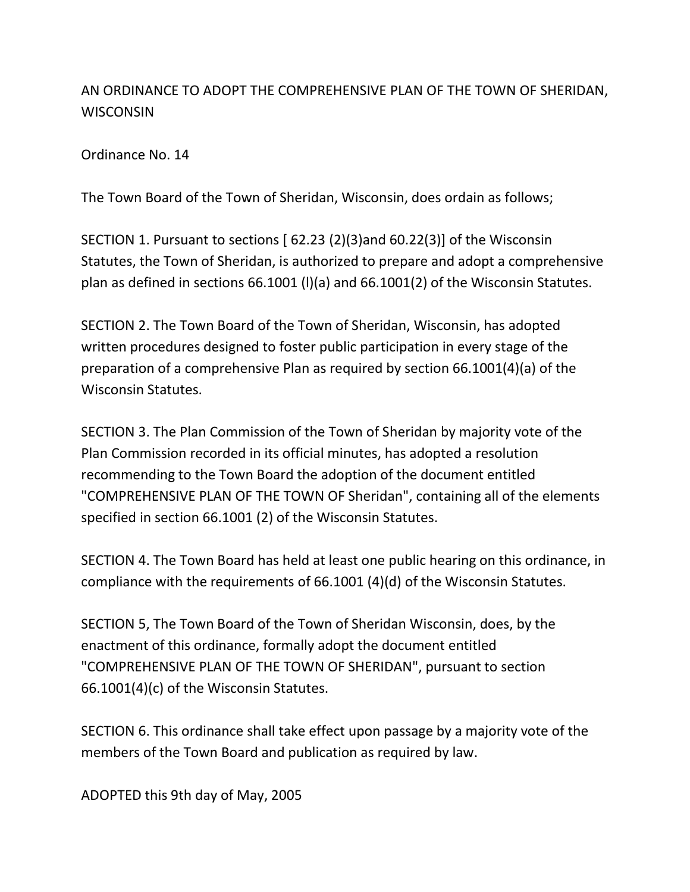# AN ORDINANCE TO ADOPT THE COMPREHENSIVE PLAN OF THE TOWN OF SHERIDAN, WISCONSIN

Ordinance No. 14

The Town Board of the Town of Sheridan, Wisconsin, does ordain as follows;

SECTION 1. Pursuant to sections [ 62.23 (2)(3)and 60.22(3)] of the Wisconsin Statutes, the Town of Sheridan, is authorized to prepare and adopt a comprehensive plan as defined in sections 66.1001 (l)(a) and 66.1001(2) of the Wisconsin Statutes.

SECTION 2. The Town Board of the Town of Sheridan, Wisconsin, has adopted written procedures designed to foster public participation in every stage of the preparation of a comprehensive Plan as required by section 66.1001(4)(a) of the Wisconsin Statutes.

SECTION 3. The Plan Commission of the Town of Sheridan by majority vote of the Plan Commission recorded in its official minutes, has adopted a resolution recommending to the Town Board the adoption of the document entitled "COMPREHENSIVE PLAN OF THE TOWN OF Sheridan", containing all of the elements specified in section 66.1001 (2) of the Wisconsin Statutes.

SECTION 4. The Town Board has held at least one public hearing on this ordinance, in compliance with the requirements of 66.1001 (4)(d) of the Wisconsin Statutes.

SECTION 5, The Town Board of the Town of Sheridan Wisconsin, does, by the enactment of this ordinance, formally adopt the document entitled "COMPREHENSIVE PLAN OF THE TOWN OF SHERIDAN", pursuant to section 66.1001(4)(c) of the Wisconsin Statutes.

SECTION 6. This ordinance shall take effect upon passage by a majority vote of the members of the Town Board and publication as required by law.

ADOPTED this 9th day of May, 2005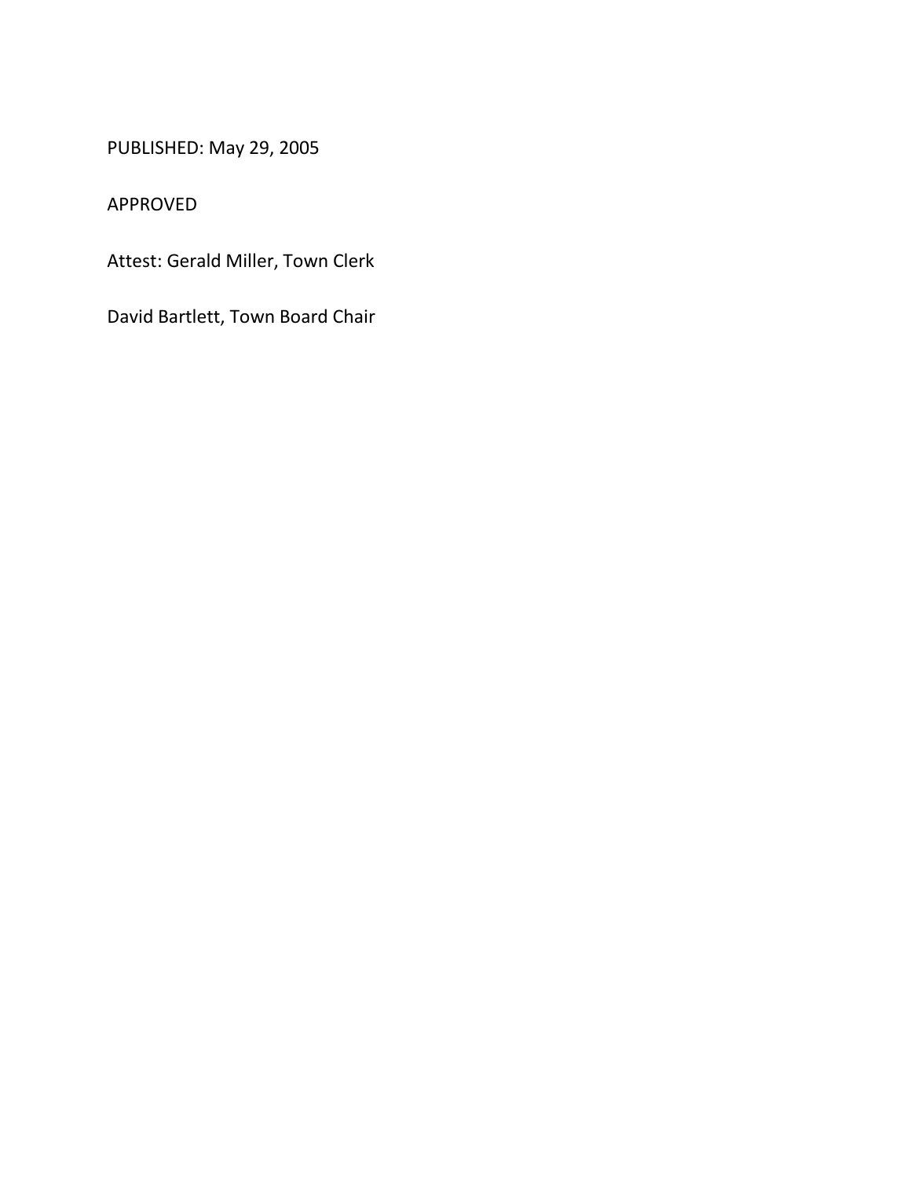PUBLISHED: May 29, 2005

APPROVED

Attest: Gerald Miller, Town Clerk

David Bartlett, Town Board Chair